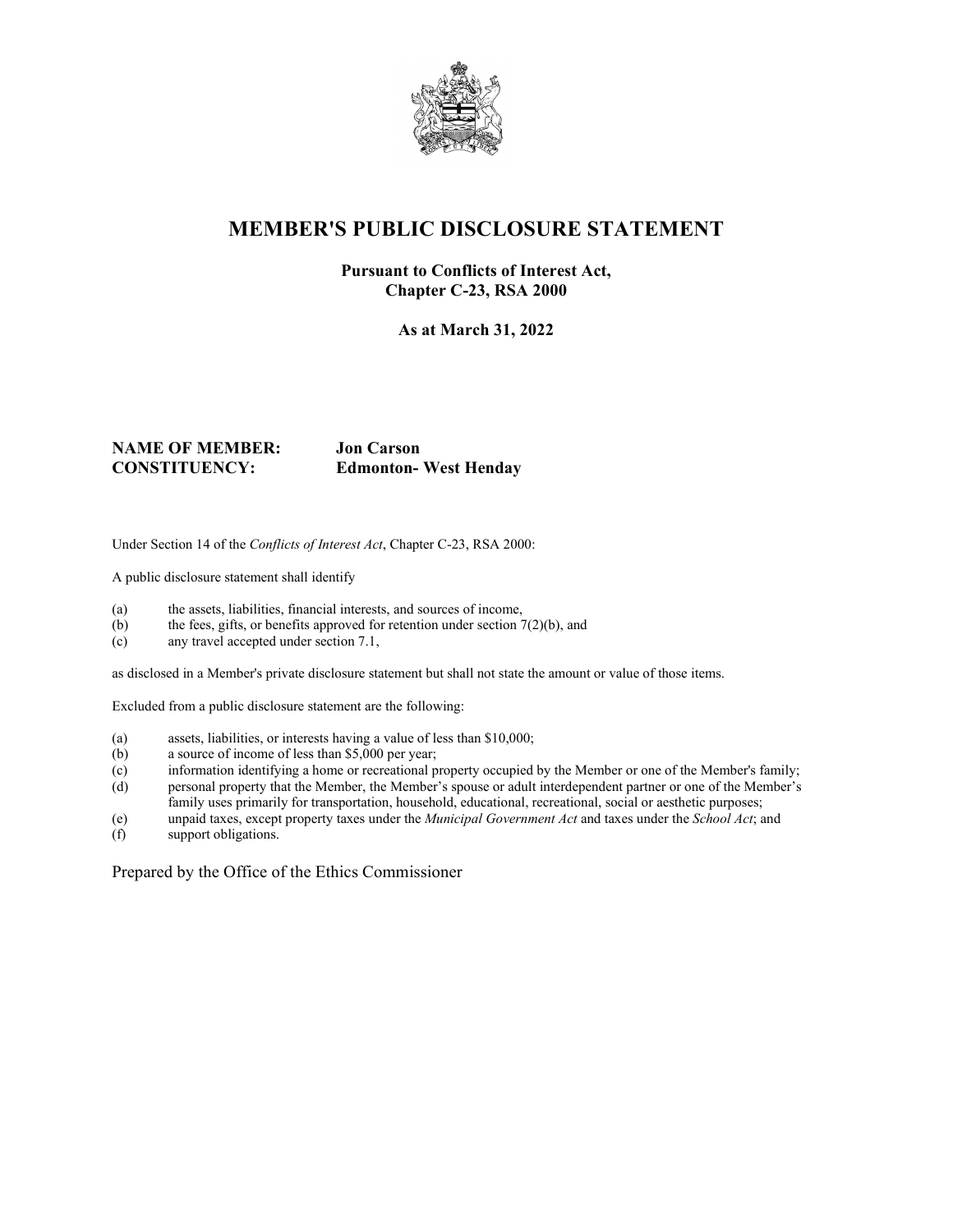# MEMBER'S PUBLIC DISCLOSURE STATEMENT

**Pursuant to Conflicts of Interest Act, Chapter C-23, RSA 2000**

**As at March 31, 2022**

**NAME OF MEMBER:** **Jon Carson**
**CONSTITUENCY:** **Edmonton- West Henday**

Under Section 14 of the *Conflicts of Interest Act*, Chapter C-23, RSA 2000:

A public disclosure statement shall identify

(a) the assets, liabilities, financial interests, and sources of income,
(b) the fees, gifts, or benefits approved for retention under section 7(2)(b), and
(c) any travel accepted under section 7.1,

as disclosed in a Member's private disclosure statement but shall not state the amount or value of those items.

Excluded from a public disclosure statement are the following:

(a) assets, liabilities, or interests having a value of less than $10,000;
(b) a source of income of less than $5,000 per year;
(c) information identifying a home or recreational property occupied by the Member or one of the Member's family;
(d) personal property that the Member, the Member's spouse or adult interdependent partner or one of the Member's family uses primarily for transportation, household, educational, recreational, social or aesthetic purposes;
(e) unpaid taxes, except property taxes under the *Municipal Government Act* and taxes under the *School Act*; and
(f) support obligations.

Prepared by the Office of the Ethics Commissioner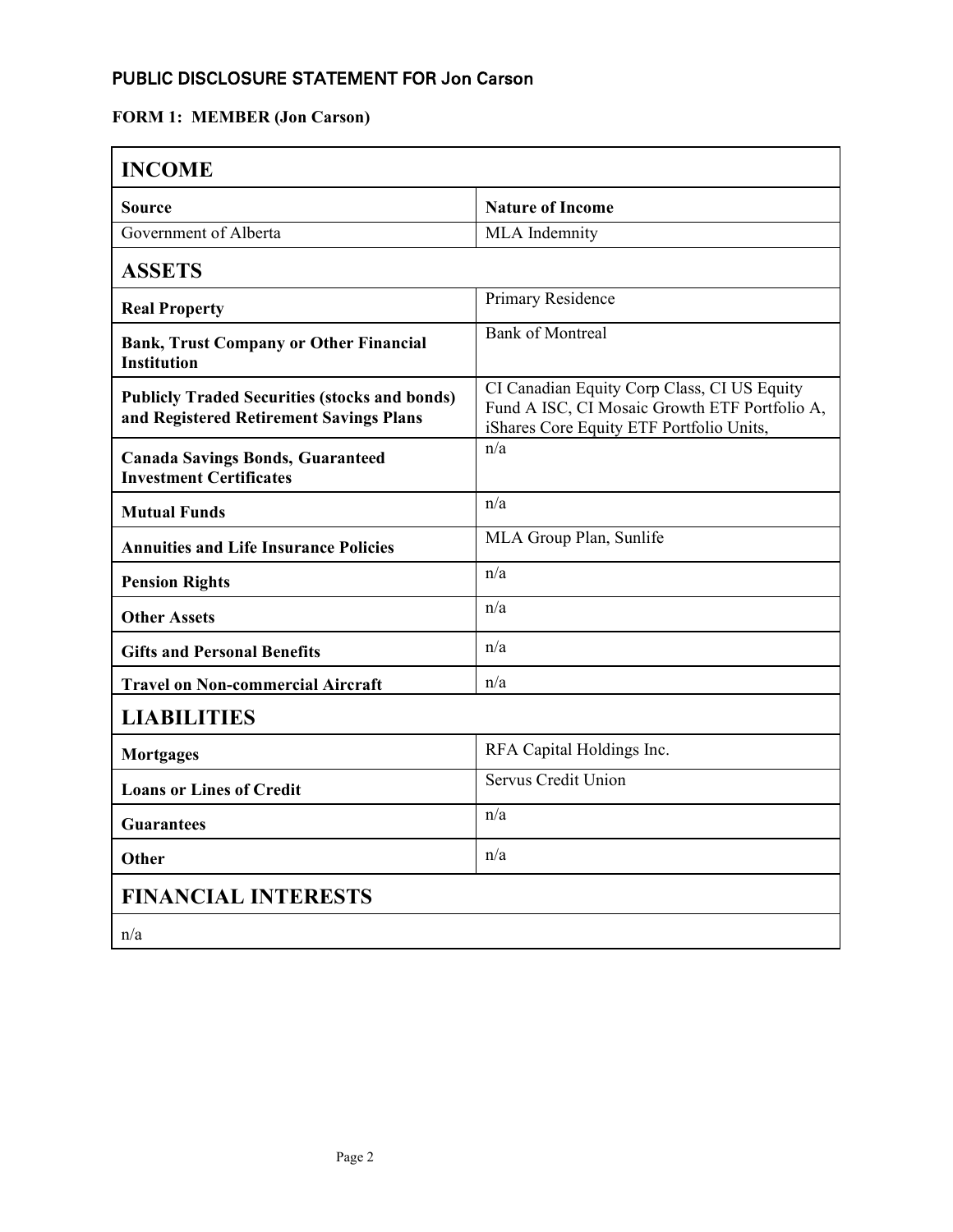## PUBLIC DISCLOSURE STATEMENT FOR Jon Carson

**FORM 1: MEMBER (Jon Carson)**

| **INCOME** | |
|---|---|
| **Source** | **Nature of Income** |
| Government of Alberta | MLA Indemnity |
| **ASSETS** | |
| **Real Property** | Primary Residence |
| **Bank, Trust Company or Other Financial Institution** | Bank of Montreal |
| **Publicly Traded Securities (stocks and bonds) and Registered Retirement Savings Plans** | CI Canadian Equity Corp Class, CI US Equity Fund A ISC, CI Mosaic Growth ETF Portfolio A, iShares Core Equity ETF Portfolio Units, |
| **Canada Savings Bonds, Guaranteed Investment Certificates** | n/a |
| **Mutual Funds** | n/a |
| **Annuities and Life Insurance Policies** | MLA Group Plan, Sunlife |
| **Pension Rights** | n/a |
| **Other Assets** | n/a |
| **Gifts and Personal Benefits** | n/a |
| **Travel on Non-commercial Aircraft** | n/a |
| **LIABILITIES** | |
| **Mortgages** | RFA Capital Holdings Inc. |
| **Loans or Lines of Credit** | Servus Credit Union |
| **Guarantees** | n/a |
| **Other** | n/a |
| **FINANCIAL INTERESTS** | |
| n/a | |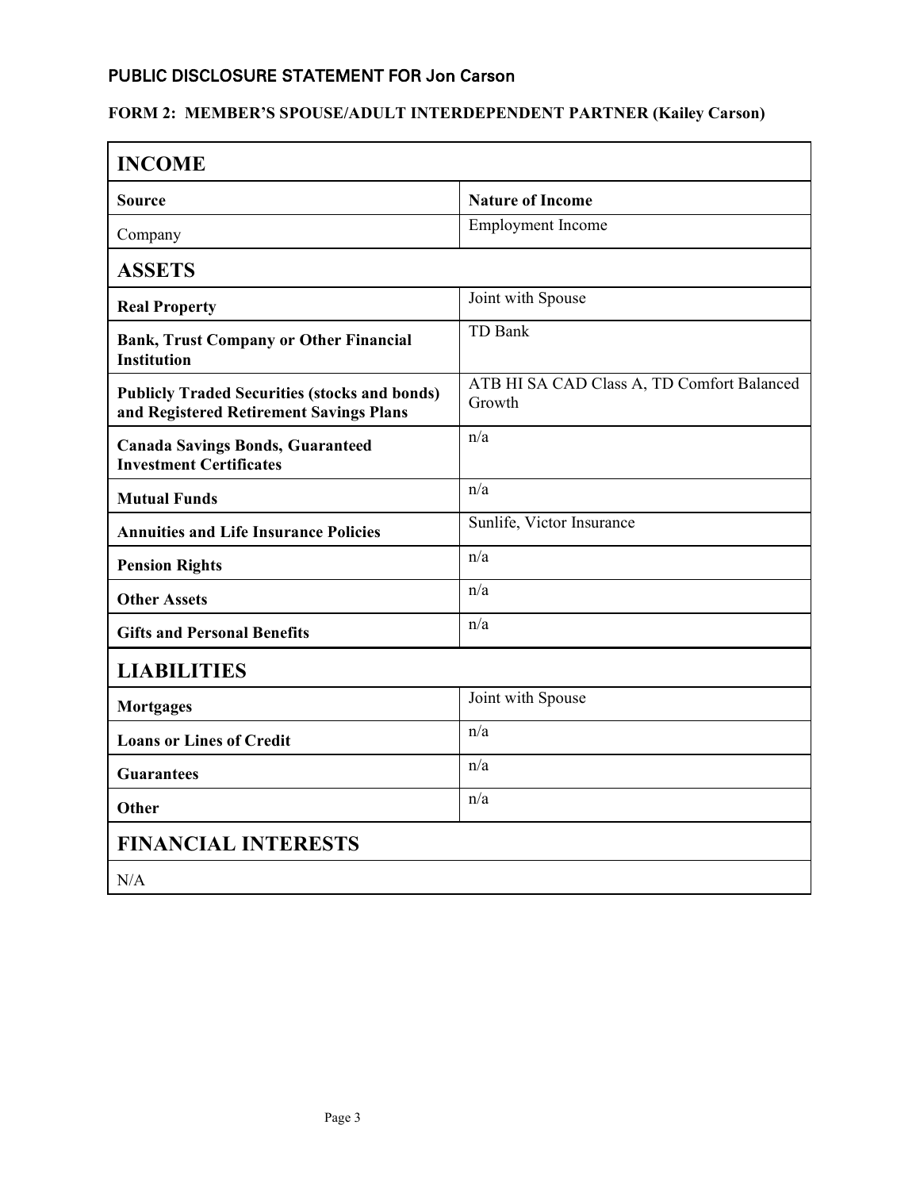## PUBLIC DISCLOSURE STATEMENT FOR Jon Carson

### FORM 2: MEMBER'S SPOUSE/ADULT INTERDEPENDENT PARTNER (Kailey Carson)

| **INCOME** | |
|---|---|
| **Source** | **Nature of Income** |
| Company | Employment Income |
| **ASSETS** | |
| **Real Property** | Joint with Spouse |
| **Bank, Trust Company or Other Financial Institution** | TD Bank |
| **Publicly Traded Securities (stocks and bonds) and Registered Retirement Savings Plans** | ATB HI SA CAD Class A, TD Comfort Balanced Growth |
| **Canada Savings Bonds, Guaranteed Investment Certificates** | n/a |
| **Mutual Funds** | n/a |
| **Annuities and Life Insurance Policies** | Sunlife, Victor Insurance |
| **Pension Rights** | n/a |
| **Other Assets** | n/a |
| **Gifts and Personal Benefits** | n/a |
| **LIABILITIES** | |
| **Mortgages** | Joint with Spouse |
| **Loans or Lines of Credit** | n/a |
| **Guarantees** | n/a |
| **Other** | n/a |
| **FINANCIAL INTERESTS** | |
| N/A | |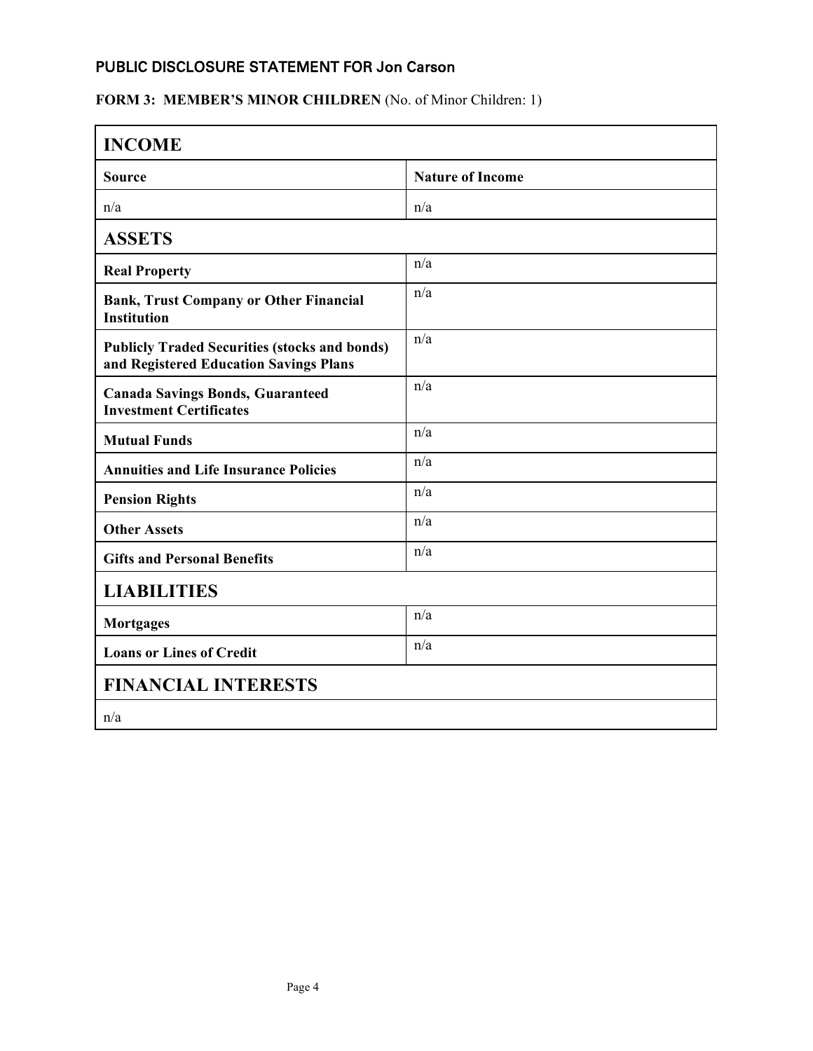## PUBLIC DISCLOSURE STATEMENT FOR Jon Carson

**FORM 3: MEMBER'S MINOR CHILDREN** (No. of Minor Children: 1)

| **INCOME** | |
|---|---|
| **Source** | **Nature of Income** |
| n/a | n/a |
| **ASSETS** | |
| **Real Property** | n/a |
| **Bank, Trust Company or Other Financial Institution** | n/a |
| **Publicly Traded Securities (stocks and bonds) and Registered Education Savings Plans** | n/a |
| **Canada Savings Bonds, Guaranteed Investment Certificates** | n/a |
| **Mutual Funds** | n/a |
| **Annuities and Life Insurance Policies** | n/a |
| **Pension Rights** | n/a |
| **Other Assets** | n/a |
| **Gifts and Personal Benefits** | n/a |
| **LIABILITIES** | |
| **Mortgages** | n/a |
| **Loans or Lines of Credit** | n/a |
| **FINANCIAL INTERESTS** | |
| n/a | |